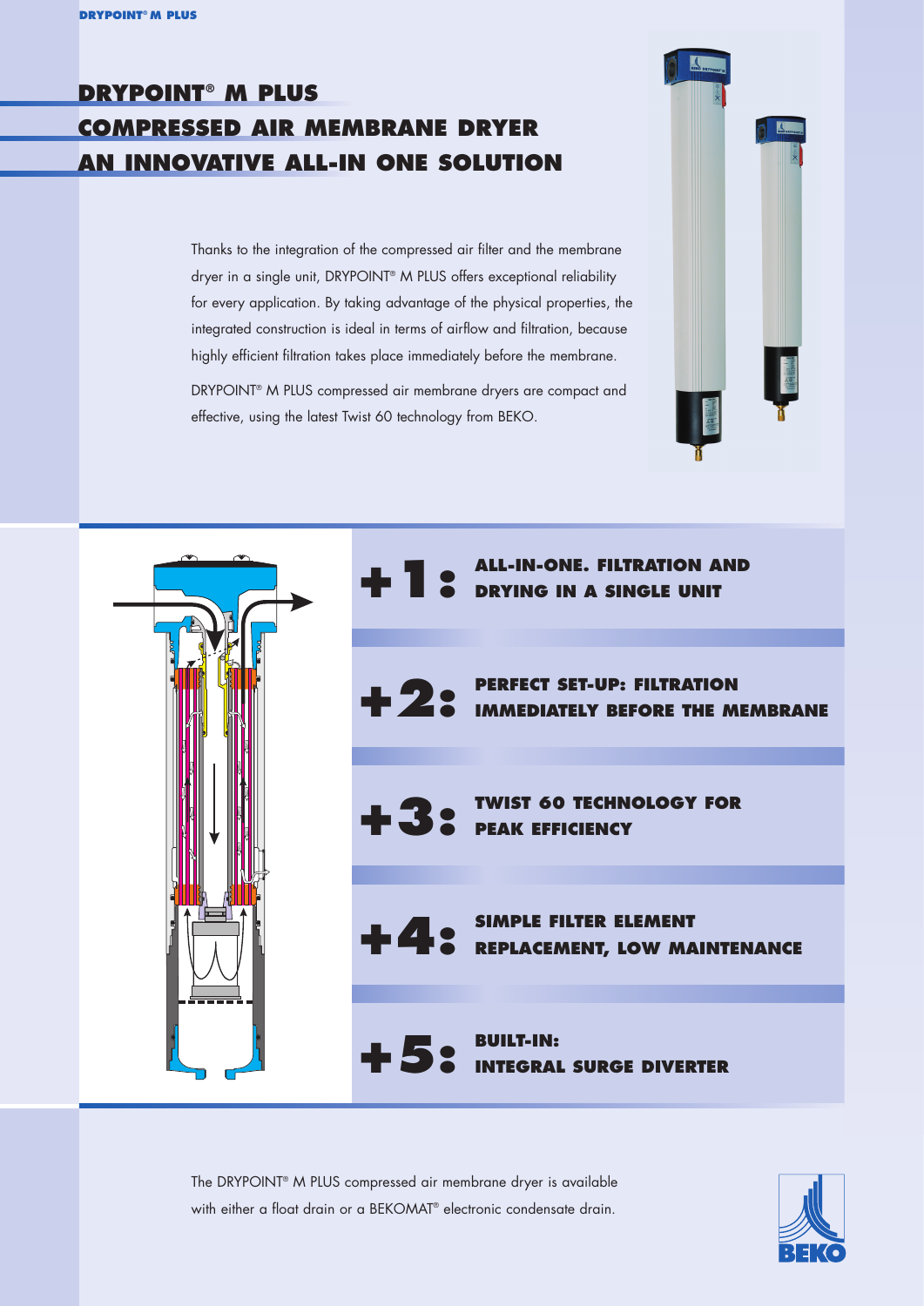# DRYPOINT® M PLUS
# COMPRESSED AIR MEMBRANE DRYER
# AN INNOVATIVE ALL-IN ONE SOLUTION

Thanks to the integration of the compressed air filter and the membrane dryer in a single unit, DRYPOINT® M PLUS offers exceptional reliability for every application. By taking advantage of the physical properties, the integrated construction is ideal in terms of airflow and filtration, because highly efficient filtration takes place immediately before the membrane.

DRYPOINT® M PLUS compressed air membrane dryers are compact and effective, using the latest Twist 60 technology from BEKO.

**+1: ALL-IN-ONE. FILTRATION AND DRYING IN A SINGLE UNIT**

**+2: PERFECT SET-UP: FILTRATION IMMEDIATELY BEFORE THE MEMBRANE**

**+3: TWIST 60 TECHNOLOGY FOR PEAK EFFICIENCY**

**+4: SIMPLE FILTER ELEMENT REPLACEMENT, LOW MAINTENANCE**

**+5: BUILT-IN: INTEGRAL SURGE DIVERTER**

The DRYPOINT® M PLUS compressed air membrane dryer is available with either a float drain or a BEKOMAT® electronic condensate drain.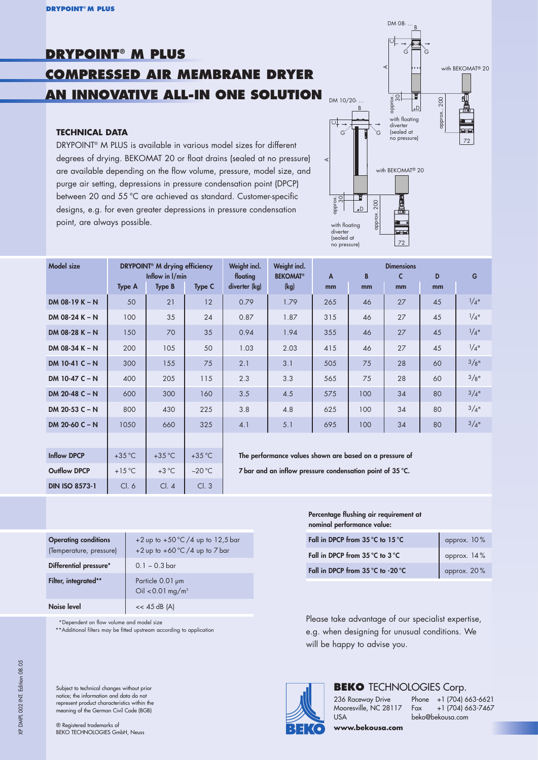# DRYPOINT® M PLUS

# COMPRESSED AIR MEMBRANE DRYER

# AN INNOVATIVE ALL-IN ONE SOLUTION

### TECHNICAL DATA

DRYPOINT® M PLUS is available in various model sizes for different degrees of drying. BEKOMAT 20 or float drains (sealed at no pressure) are available depending on the flow volume, pressure, model size, and purge air setting, depressions in pressure condensation point (DPCP) between 20 and 55 °C are achieved as standard. Customer-specific designs, e.g. for even greater depressions in pressure condensation point, are always possible.

DM 08- ...
B
C
G
G
A
with BEKOMAT® 20
approx. 30
D
approx. 200
with floating diverter (sealed at no pressure)
72

DM 10/20- ...
B
C
G
G
A
with BEKOMAT® 20
approx. 30
D
approx. 200
with floating diverter (sealed at no pressure)
72

| Model size | DRYPOINT® M drying efficiency Inflow in l/min | | | Weight incl. floating diverter (kg) | Weight incl. BEKOMAT® (kg) | Dimensions | | | | |
|---|---|---|---|---|---|---|---|---|---|---|
| | Type A | Type B | Type C | | | A mm | B mm | C mm | D mm | G |
| DM 08-19 K – N | 50 | 21 | 12 | 0.79 | 1.79 | 265 | 46 | 27 | 45 | 1/4" |
| DM 08-24 K – N | 100 | 35 | 24 | 0.87 | 1.87 | 315 | 46 | 27 | 45 | 1/4" |
| DM 08-28 K – N | 150 | 70 | 35 | 0.94 | 1.94 | 355 | 46 | 27 | 45 | 1/4" |
| DM 08-34 K – N | 200 | 105 | 50 | 1.03 | 2.03 | 415 | 46 | 27 | 45 | 1/4" |
| DM 10-41 C – N | 300 | 155 | 75 | 2.1 | 3.1 | 505 | 75 | 28 | 60 | 3/8" |
| DM 10-47 C – N | 400 | 205 | 115 | 2.3 | 3.3 | 565 | 75 | 28 | 60 | 3/8" |
| DM 20-48 C – N | 600 | 300 | 160 | 3.5 | 4.5 | 575 | 100 | 34 | 80 | 3/4" |
| DM 20-53 C – N | 800 | 430 | 225 | 3.8 | 4.8 | 625 | 100 | 34 | 80 | 3/4" |
| DM 20-60 C – N | 1050 | 660 | 325 | 4.1 | 5.1 | 695 | 100 | 34 | 80 | 3/4" |

| | Type A | Type B | Type C |
|---|---|---|---|
| Inflow DPCP | +35 °C | +35 °C | +35 °C |
| Outflow DPCP | +15 °C | +3 °C | –20 °C |
| DIN ISO 8573-1 | Cl. 6 | Cl. 4 | Cl. 3 |

**The performance values shown are based on a pressure of 7 bar and an inflow pressure condensation point of 35 °C.**

| | |
|---|---|
| **Operating conditions** (Temperature, pressure) | +2 up to +50 °C / 4 up to 12,5 bar<br>+2 up to +60 °C / 4 up to 7 bar |
| **Differential pressure*** | 0.1 – 0.3 bar |
| **Filter, integrated**** | Particle 0.01 µm<br>Oil < 0.01 mg/m³ |
| **Noise level** | << 45 dB (A) |

*Dependent on flow volume and model size
**Additional filters may be fitted upstream according to application

**Percentage flushing air requirement at nominal performance value:**

| | |
|---|---|
| Fall in DPCP from 35 °C to 15 °C | approx. 10 % |
| Fall in DPCP from 35 °C to 3 °C | approx. 14 % |
| Fall in DPCP from 35 °C to -20 °C | approx. 20 % |

Please take advantage of our specialist expertise, e.g. when designing for unusual conditions. We will be happy to advise you.

Subject to technical changes without prior notice; the information and data do not represent product characteristics within the meaning of the German Civil Code (BGB)

® Registered trademarks of BEKO TECHNOLOGIES GmbH, Neuss

XP DMPL 002 INT. Edition 08.05

**BEKO** TECHNOLOGIES Corp.
236 Raceway Drive
Mooresville, NC 28117
USA
Phone +1 (704) 663-6621
Fax +1 (704) 663-7467
beko@bekousa.com
**www.bekousa.com**